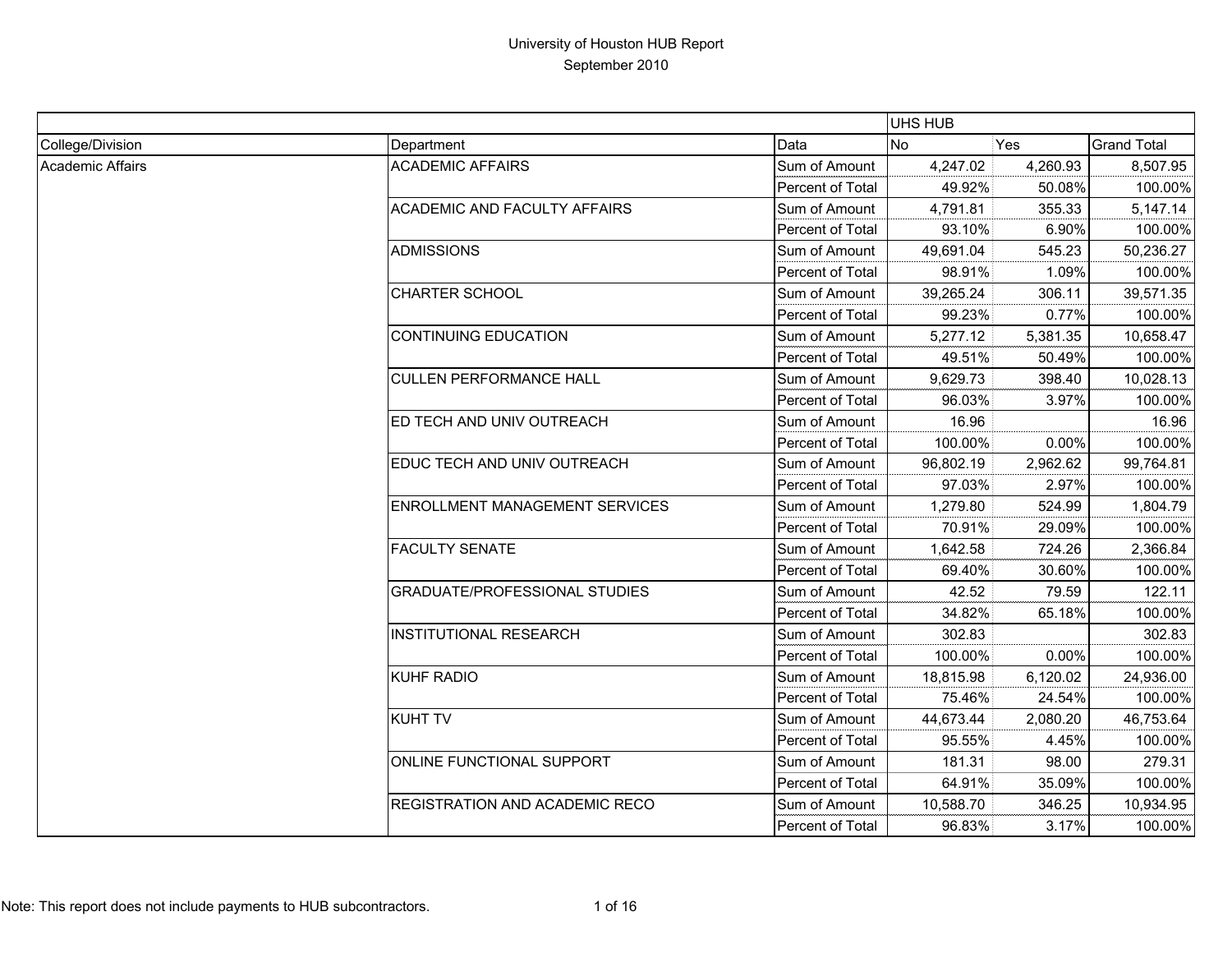# University of Houston HUB Report

## September 2010

| | | | UHS HUB | | |
|---|---|---|---|---|---|
| College/Division | Department | Data | No | Yes | Grand Total |
| Academic Affairs | ACADEMIC AFFAIRS | Sum of Amount | 4,247.02 | 4,260.93 | 8,507.95 |
| | | Percent of Total | 49.92% | 50.08% | 100.00% |
| | ACADEMIC AND FACULTY AFFAIRS | Sum of Amount | 4,791.81 | 355.33 | 5,147.14 |
| | | Percent of Total | 93.10% | 6.90% | 100.00% |
| | ADMISSIONS | Sum of Amount | 49,691.04 | 545.23 | 50,236.27 |
| | | Percent of Total | 98.91% | 1.09% | 100.00% |
| | CHARTER SCHOOL | Sum of Amount | 39,265.24 | 306.11 | 39,571.35 |
| | | Percent of Total | 99.23% | 0.77% | 100.00% |
| | CONTINUING EDUCATION | Sum of Amount | 5,277.12 | 5,381.35 | 10,658.47 |
| | | Percent of Total | 49.51% | 50.49% | 100.00% |
| | CULLEN PERFORMANCE HALL | Sum of Amount | 9,629.73 | 398.40 | 10,028.13 |
| | | Percent of Total | 96.03% | 3.97% | 100.00% |
| | ED TECH AND UNIV OUTREACH | Sum of Amount | 16.96 | | 16.96 |
| | | Percent of Total | 100.00% | 0.00% | 100.00% |
| | EDUC TECH AND UNIV OUTREACH | Sum of Amount | 96,802.19 | 2,962.62 | 99,764.81 |
| | | Percent of Total | 97.03% | 2.97% | 100.00% |
| | ENROLLMENT MANAGEMENT SERVICES | Sum of Amount | 1,279.80 | 524.99 | 1,804.79 |
| | | Percent of Total | 70.91% | 29.09% | 100.00% |
| | FACULTY SENATE | Sum of Amount | 1,642.58 | 724.26 | 2,366.84 |
| | | Percent of Total | 69.40% | 30.60% | 100.00% |
| | GRADUATE/PROFESSIONAL STUDIES | Sum of Amount | 42.52 | 79.59 | 122.11 |
| | | Percent of Total | 34.82% | 65.18% | 100.00% |
| | INSTITUTIONAL RESEARCH | Sum of Amount | 302.83 | | 302.83 |
| | | Percent of Total | 100.00% | 0.00% | 100.00% |
| | KUHF RADIO | Sum of Amount | 18,815.98 | 6,120.02 | 24,936.00 |
| | | Percent of Total | 75.46% | 24.54% | 100.00% |
| | KUHT TV | Sum of Amount | 44,673.44 | 2,080.20 | 46,753.64 |
| | | Percent of Total | 95.55% | 4.45% | 100.00% |
| | ONLINE FUNCTIONAL SUPPORT | Sum of Amount | 181.31 | 98.00 | 279.31 |
| | | Percent of Total | 64.91% | 35.09% | 100.00% |
| | REGISTRATION AND ACADEMIC RECO | Sum of Amount | 10,588.70 | 346.25 | 10,934.95 |
| | | Percent of Total | 96.83% | 3.17% | 100.00% |

Note: This report does not include payments to HUB subcontractors.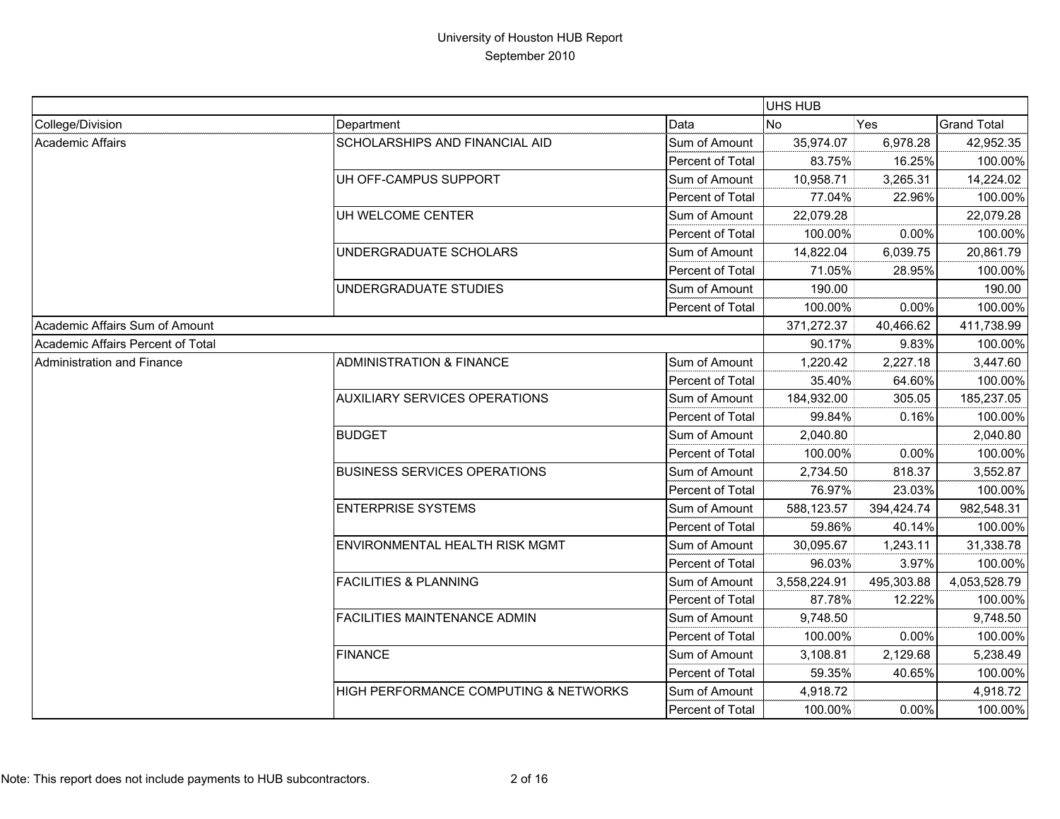# University of Houston HUB Report

September 2010

| | | | UHS HUB | | |
|---|---|---|---|---|---|
| College/Division | Department | Data | No | Yes | Grand Total |
| Academic Affairs | SCHOLARSHIPS AND FINANCIAL AID | Sum of Amount | 35,974.07 | 6,978.28 | 42,952.35 |
| | | Percent of Total | 83.75% | 16.25% | 100.00% |
| | UH OFF-CAMPUS SUPPORT | Sum of Amount | 10,958.71 | 3,265.31 | 14,224.02 |
| | | Percent of Total | 77.04% | 22.96% | 100.00% |
| | UH WELCOME CENTER | Sum of Amount | 22,079.28 | | 22,079.28 |
| | | Percent of Total | 100.00% | 0.00% | 100.00% |
| | UNDERGRADUATE SCHOLARS | Sum of Amount | 14,822.04 | 6,039.75 | 20,861.79 |
| | | Percent of Total | 71.05% | 28.95% | 100.00% |
| | UNDERGRADUATE STUDIES | Sum of Amount | 190.00 | | 190.00 |
| | | Percent of Total | 100.00% | 0.00% | 100.00% |
| Academic Affairs Sum of Amount | | | 371,272.37 | 40,466.62 | 411,738.99 |
| Academic Affairs Percent of Total | | | 90.17% | 9.83% | 100.00% |
| Administration and Finance | ADMINISTRATION & FINANCE | Sum of Amount | 1,220.42 | 2,227.18 | 3,447.60 |
| | | Percent of Total | 35.40% | 64.60% | 100.00% |
| | AUXILIARY SERVICES OPERATIONS | Sum of Amount | 184,932.00 | 305.05 | 185,237.05 |
| | | Percent of Total | 99.84% | 0.16% | 100.00% |
| | BUDGET | Sum of Amount | 2,040.80 | | 2,040.80 |
| | | Percent of Total | 100.00% | 0.00% | 100.00% |
| | BUSINESS SERVICES OPERATIONS | Sum of Amount | 2,734.50 | 818.37 | 3,552.87 |
| | | Percent of Total | 76.97% | 23.03% | 100.00% |
| | ENTERPRISE SYSTEMS | Sum of Amount | 588,123.57 | 394,424.74 | 982,548.31 |
| | | Percent of Total | 59.86% | 40.14% | 100.00% |
| | ENVIRONMENTAL HEALTH RISK MGMT | Sum of Amount | 30,095.67 | 1,243.11 | 31,338.78 |
| | | Percent of Total | 96.03% | 3.97% | 100.00% |
| | FACILITIES & PLANNING | Sum of Amount | 3,558,224.91 | 495,303.88 | 4,053,528.79 |
| | | Percent of Total | 87.78% | 12.22% | 100.00% |
| | FACILITIES MAINTENANCE ADMIN | Sum of Amount | 9,748.50 | | 9,748.50 |
| | | Percent of Total | 100.00% | 0.00% | 100.00% |
| | FINANCE | Sum of Amount | 3,108.81 | 2,129.68 | 5,238.49 |
| | | Percent of Total | 59.35% | 40.65% | 100.00% |
| | HIGH PERFORMANCE COMPUTING & NETWORKS | Sum of Amount | 4,918.72 | | 4,918.72 |
| | | Percent of Total | 100.00% | 0.00% | 100.00% |

Note: This report does not include payments to HUB subcontractors.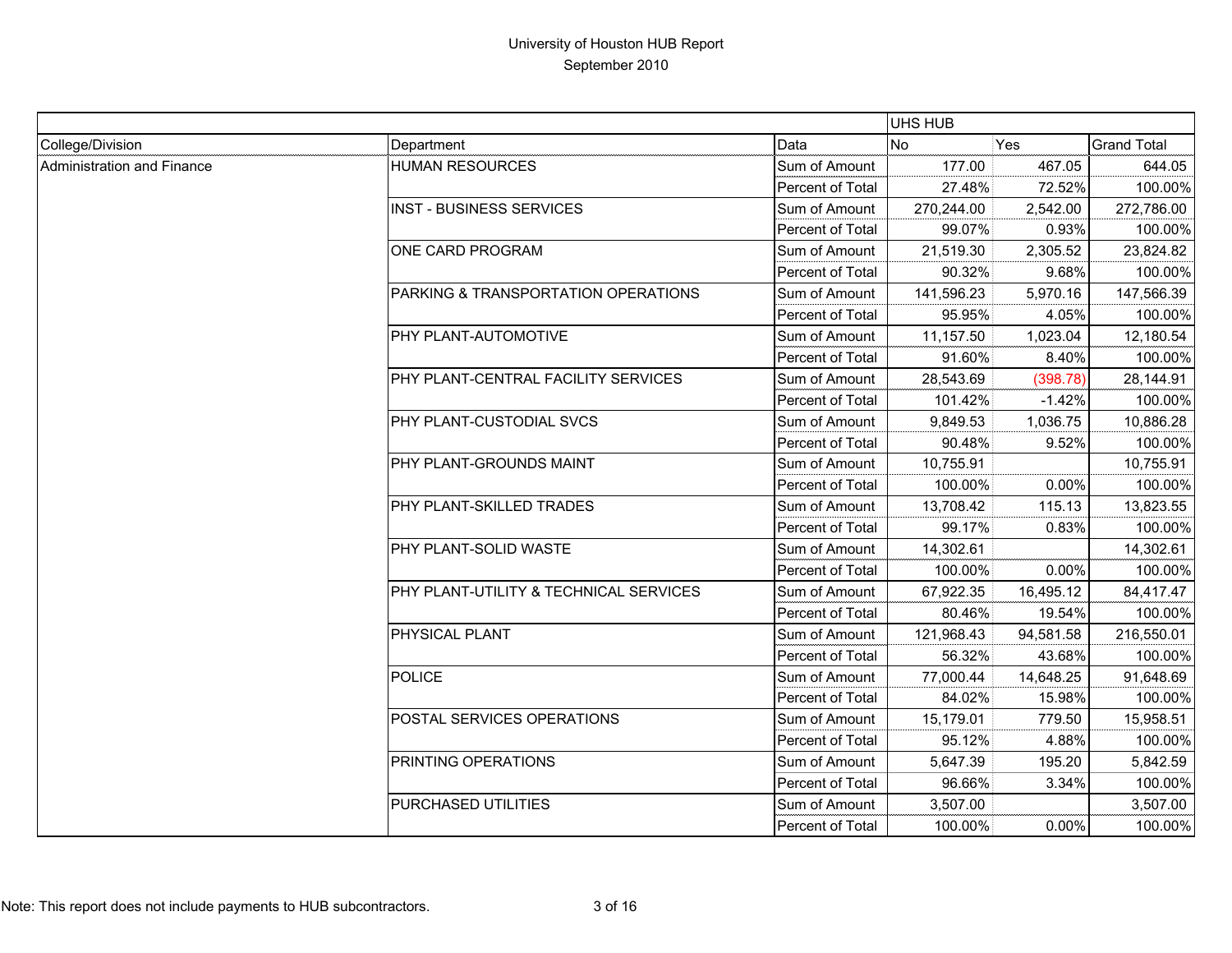# University of Houston HUB Report
## September 2010

| | | | UHS HUB | | |
|---|---|---|---|---|---|
| College/Division | Department | Data | No | Yes | Grand Total |
| Administration and Finance | HUMAN RESOURCES | Sum of Amount | 177.00 | 467.05 | 644.05 |
| | | Percent of Total | 27.48% | 72.52% | 100.00% |
| | INST - BUSINESS SERVICES | Sum of Amount | 270,244.00 | 2,542.00 | 272,786.00 |
| | | Percent of Total | 99.07% | 0.93% | 100.00% |
| | ONE CARD PROGRAM | Sum of Amount | 21,519.30 | 2,305.52 | 23,824.82 |
| | | Percent of Total | 90.32% | 9.68% | 100.00% |
| | PARKING & TRANSPORTATION OPERATIONS | Sum of Amount | 141,596.23 | 5,970.16 | 147,566.39 |
| | | Percent of Total | 95.95% | 4.05% | 100.00% |
| | PHY PLANT-AUTOMOTIVE | Sum of Amount | 11,157.50 | 1,023.04 | 12,180.54 |
| | | Percent of Total | 91.60% | 8.40% | 100.00% |
| | PHY PLANT-CENTRAL FACILITY SERVICES | Sum of Amount | 28,543.69 | (398.78) | 28,144.91 |
| | | Percent of Total | 101.42% | -1.42% | 100.00% |
| | PHY PLANT-CUSTODIAL SVCS | Sum of Amount | 9,849.53 | 1,036.75 | 10,886.28 |
| | | Percent of Total | 90.48% | 9.52% | 100.00% |
| | PHY PLANT-GROUNDS MAINT | Sum of Amount | 10,755.91 | | 10,755.91 |
| | | Percent of Total | 100.00% | 0.00% | 100.00% |
| | PHY PLANT-SKILLED TRADES | Sum of Amount | 13,708.42 | 115.13 | 13,823.55 |
| | | Percent of Total | 99.17% | 0.83% | 100.00% |
| | PHY PLANT-SOLID WASTE | Sum of Amount | 14,302.61 | | 14,302.61 |
| | | Percent of Total | 100.00% | 0.00% | 100.00% |
| | PHY PLANT-UTILITY & TECHNICAL SERVICES | Sum of Amount | 67,922.35 | 16,495.12 | 84,417.47 |
| | | Percent of Total | 80.46% | 19.54% | 100.00% |
| | PHYSICAL PLANT | Sum of Amount | 121,968.43 | 94,581.58 | 216,550.01 |
| | | Percent of Total | 56.32% | 43.68% | 100.00% |
| | POLICE | Sum of Amount | 77,000.44 | 14,648.25 | 91,648.69 |
| | | Percent of Total | 84.02% | 15.98% | 100.00% |
| | POSTAL SERVICES OPERATIONS | Sum of Amount | 15,179.01 | 779.50 | 15,958.51 |
| | | Percent of Total | 95.12% | 4.88% | 100.00% |
| | PRINTING OPERATIONS | Sum of Amount | 5,647.39 | 195.20 | 5,842.59 |
| | | Percent of Total | 96.66% | 3.34% | 100.00% |
| | PURCHASED UTILITIES | Sum of Amount | 3,507.00 | | 3,507.00 |
| | | Percent of Total | 100.00% | 0.00% | 100.00% |

Note: This report does not include payments to HUB subcontractors.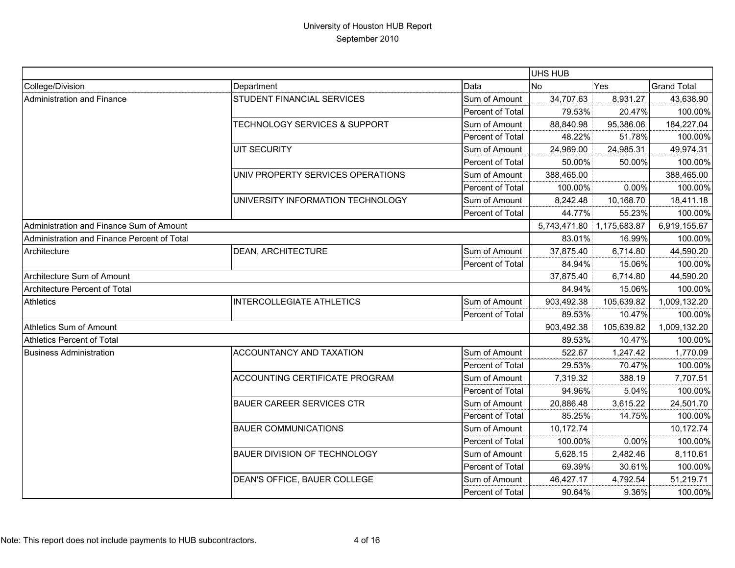# University of Houston HUB Report
## September 2010

| | | | UHS HUB | | |
|---|---|---|---|---|---|
| College/Division | Department | Data | No | Yes | Grand Total |
| Administration and Finance | STUDENT FINANCIAL SERVICES | Sum of Amount | 34,707.63 | 8,931.27 | 43,638.90 |
| | | Percent of Total | 79.53% | 20.47% | 100.00% |
| | TECHNOLOGY SERVICES & SUPPORT | Sum of Amount | 88,840.98 | 95,386.06 | 184,227.04 |
| | | Percent of Total | 48.22% | 51.78% | 100.00% |
| | UIT SECURITY | Sum of Amount | 24,989.00 | 24,985.31 | 49,974.31 |
| | | Percent of Total | 50.00% | 50.00% | 100.00% |
| | UNIV PROPERTY SERVICES OPERATIONS | Sum of Amount | 388,465.00 | | 388,465.00 |
| | | Percent of Total | 100.00% | 0.00% | 100.00% |
| | UNIVERSITY INFORMATION TECHNOLOGY | Sum of Amount | 8,242.48 | 10,168.70 | 18,411.18 |
| | | Percent of Total | 44.77% | 55.23% | 100.00% |
| Administration and Finance Sum of Amount | | | 5,743,471.80 | 1,175,683.87 | 6,919,155.67 |
| Administration and Finance Percent of Total | | | 83.01% | 16.99% | 100.00% |
| Architecture | DEAN, ARCHITECTURE | Sum of Amount | 37,875.40 | 6,714.80 | 44,590.20 |
| | | Percent of Total | 84.94% | 15.06% | 100.00% |
| Architecture Sum of Amount | | | 37,875.40 | 6,714.80 | 44,590.20 |
| Architecture Percent of Total | | | 84.94% | 15.06% | 100.00% |
| Athletics | INTERCOLLEGIATE ATHLETICS | Sum of Amount | 903,492.38 | 105,639.82 | 1,009,132.20 |
| | | Percent of Total | 89.53% | 10.47% | 100.00% |
| Athletics Sum of Amount | | | 903,492.38 | 105,639.82 | 1,009,132.20 |
| Athletics Percent of Total | | | 89.53% | 10.47% | 100.00% |
| Business Administration | ACCOUNTANCY AND TAXATION | Sum of Amount | 522.67 | 1,247.42 | 1,770.09 |
| | | Percent of Total | 29.53% | 70.47% | 100.00% |
| | ACCOUNTING CERTIFICATE PROGRAM | Sum of Amount | 7,319.32 | 388.19 | 7,707.51 |
| | | Percent of Total | 94.96% | 5.04% | 100.00% |
| | BAUER CAREER SERVICES CTR | Sum of Amount | 20,886.48 | 3,615.22 | 24,501.70 |
| | | Percent of Total | 85.25% | 14.75% | 100.00% |
| | BAUER COMMUNICATIONS | Sum of Amount | 10,172.74 | | 10,172.74 |
| | | Percent of Total | 100.00% | 0.00% | 100.00% |
| | BAUER DIVISION OF TECHNOLOGY | Sum of Amount | 5,628.15 | 2,482.46 | 8,110.61 |
| | | Percent of Total | 69.39% | 30.61% | 100.00% |
| | DEAN'S OFFICE, BAUER COLLEGE | Sum of Amount | 46,427.17 | 4,792.54 | 51,219.71 |
| | | Percent of Total | 90.64% | 9.36% | 100.00% |

Note: This report does not include payments to HUB subcontractors.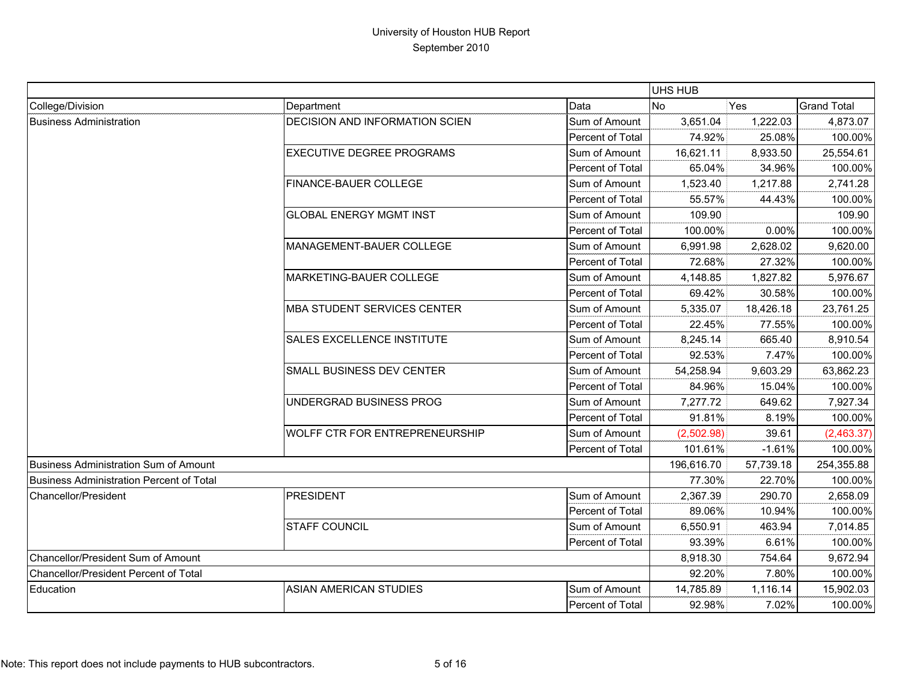# University of Houston HUB Report
## September 2010

| | | | UHS HUB | | |
|---|---|---|---|---|---|
| College/Division | Department | Data | No | Yes | Grand Total |
| Business Administration | DECISION AND INFORMATION SCIEN | Sum of Amount | 3,651.04 | 1,222.03 | 4,873.07 |
| | | Percent of Total | 74.92% | 25.08% | 100.00% |
| | EXECUTIVE DEGREE PROGRAMS | Sum of Amount | 16,621.11 | 8,933.50 | 25,554.61 |
| | | Percent of Total | 65.04% | 34.96% | 100.00% |
| | FINANCE-BAUER COLLEGE | Sum of Amount | 1,523.40 | 1,217.88 | 2,741.28 |
| | | Percent of Total | 55.57% | 44.43% | 100.00% |
| | GLOBAL ENERGY MGMT INST | Sum of Amount | 109.90 | | 109.90 |
| | | Percent of Total | 100.00% | 0.00% | 100.00% |
| | MANAGEMENT-BAUER COLLEGE | Sum of Amount | 6,991.98 | 2,628.02 | 9,620.00 |
| | | Percent of Total | 72.68% | 27.32% | 100.00% |
| | MARKETING-BAUER COLLEGE | Sum of Amount | 4,148.85 | 1,827.82 | 5,976.67 |
| | | Percent of Total | 69.42% | 30.58% | 100.00% |
| | MBA STUDENT SERVICES CENTER | Sum of Amount | 5,335.07 | 18,426.18 | 23,761.25 |
| | | Percent of Total | 22.45% | 77.55% | 100.00% |
| | SALES EXCELLENCE INSTITUTE | Sum of Amount | 8,245.14 | 665.40 | 8,910.54 |
| | | Percent of Total | 92.53% | 7.47% | 100.00% |
| | SMALL BUSINESS DEV CENTER | Sum of Amount | 54,258.94 | 9,603.29 | 63,862.23 |
| | | Percent of Total | 84.96% | 15.04% | 100.00% |
| | UNDERGRAD BUSINESS PROG | Sum of Amount | 7,277.72 | 649.62 | 7,927.34 |
| | | Percent of Total | 91.81% | 8.19% | 100.00% |
| | WOLFF CTR FOR ENTREPRENEURSHIP | Sum of Amount | (2,502.98) | 39.61 | (2,463.37) |
| | | Percent of Total | 101.61% | -1.61% | 100.00% |
| Business Administration Sum of Amount | | | 196,616.70 | 57,739.18 | 254,355.88 |
| Business Administration Percent of Total | | | 77.30% | 22.70% | 100.00% |
| Chancellor/President | PRESIDENT | Sum of Amount | 2,367.39 | 290.70 | 2,658.09 |
| | | Percent of Total | 89.06% | 10.94% | 100.00% |
| | STAFF COUNCIL | Sum of Amount | 6,550.91 | 463.94 | 7,014.85 |
| | | Percent of Total | 93.39% | 6.61% | 100.00% |
| Chancellor/President Sum of Amount | | | 8,918.30 | 754.64 | 9,672.94 |
| Chancellor/President Percent of Total | | | 92.20% | 7.80% | 100.00% |
| Education | ASIAN AMERICAN STUDIES | Sum of Amount | 14,785.89 | 1,116.14 | 15,902.03 |
| | | Percent of Total | 92.98% | 7.02% | 100.00% |

Note: This report does not include payments to HUB subcontractors.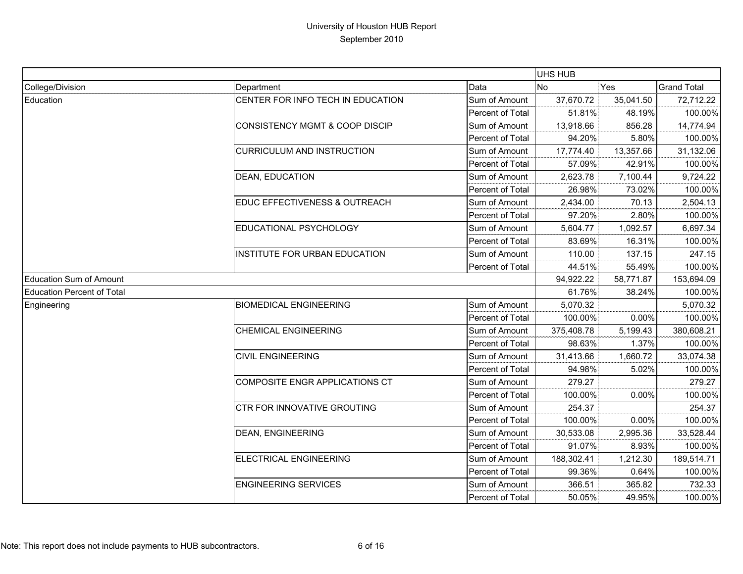# University of Houston HUB Report
## September 2010

| | | | UHS HUB | | |
|---|---|---|---|---|---|
| College/Division | Department | Data | No | Yes | Grand Total |
| Education | CENTER FOR INFO TECH IN EDUCATION | Sum of Amount | 37,670.72 | 35,041.50 | 72,712.22 |
| | | Percent of Total | 51.81% | 48.19% | 100.00% |
| | CONSISTENCY MGMT & COOP DISCIP | Sum of Amount | 13,918.66 | 856.28 | 14,774.94 |
| | | Percent of Total | 94.20% | 5.80% | 100.00% |
| | CURRICULUM AND INSTRUCTION | Sum of Amount | 17,774.40 | 13,357.66 | 31,132.06 |
| | | Percent of Total | 57.09% | 42.91% | 100.00% |
| | DEAN, EDUCATION | Sum of Amount | 2,623.78 | 7,100.44 | 9,724.22 |
| | | Percent of Total | 26.98% | 73.02% | 100.00% |
| | EDUC EFFECTIVENESS & OUTREACH | Sum of Amount | 2,434.00 | 70.13 | 2,504.13 |
| | | Percent of Total | 97.20% | 2.80% | 100.00% |
| | EDUCATIONAL PSYCHOLOGY | Sum of Amount | 5,604.77 | 1,092.57 | 6,697.34 |
| | | Percent of Total | 83.69% | 16.31% | 100.00% |
| | INSTITUTE FOR URBAN EDUCATION | Sum of Amount | 110.00 | 137.15 | 247.15 |
| | | Percent of Total | 44.51% | 55.49% | 100.00% |
| Education Sum of Amount | | | 94,922.22 | 58,771.87 | 153,694.09 |
| Education Percent of Total | | | 61.76% | 38.24% | 100.00% |
| Engineering | BIOMEDICAL ENGINEERING | Sum of Amount | 5,070.32 | | 5,070.32 |
| | | Percent of Total | 100.00% | 0.00% | 100.00% |
| | CHEMICAL ENGINEERING | Sum of Amount | 375,408.78 | 5,199.43 | 380,608.21 |
| | | Percent of Total | 98.63% | 1.37% | 100.00% |
| | CIVIL ENGINEERING | Sum of Amount | 31,413.66 | 1,660.72 | 33,074.38 |
| | | Percent of Total | 94.98% | 5.02% | 100.00% |
| | COMPOSITE ENGR APPLICATIONS CT | Sum of Amount | 279.27 | | 279.27 |
| | | Percent of Total | 100.00% | 0.00% | 100.00% |
| | CTR FOR INNOVATIVE GROUTING | Sum of Amount | 254.37 | | 254.37 |
| | | Percent of Total | 100.00% | 0.00% | 100.00% |
| | DEAN, ENGINEERING | Sum of Amount | 30,533.08 | 2,995.36 | 33,528.44 |
| | | Percent of Total | 91.07% | 8.93% | 100.00% |
| | ELECTRICAL ENGINEERING | Sum of Amount | 188,302.41 | 1,212.30 | 189,514.71 |
| | | Percent of Total | 99.36% | 0.64% | 100.00% |
| | ENGINEERING SERVICES | Sum of Amount | 366.51 | 365.82 | 732.33 |
| | | Percent of Total | 50.05% | 49.95% | 100.00% |

Note: This report does not include payments to HUB subcontractors.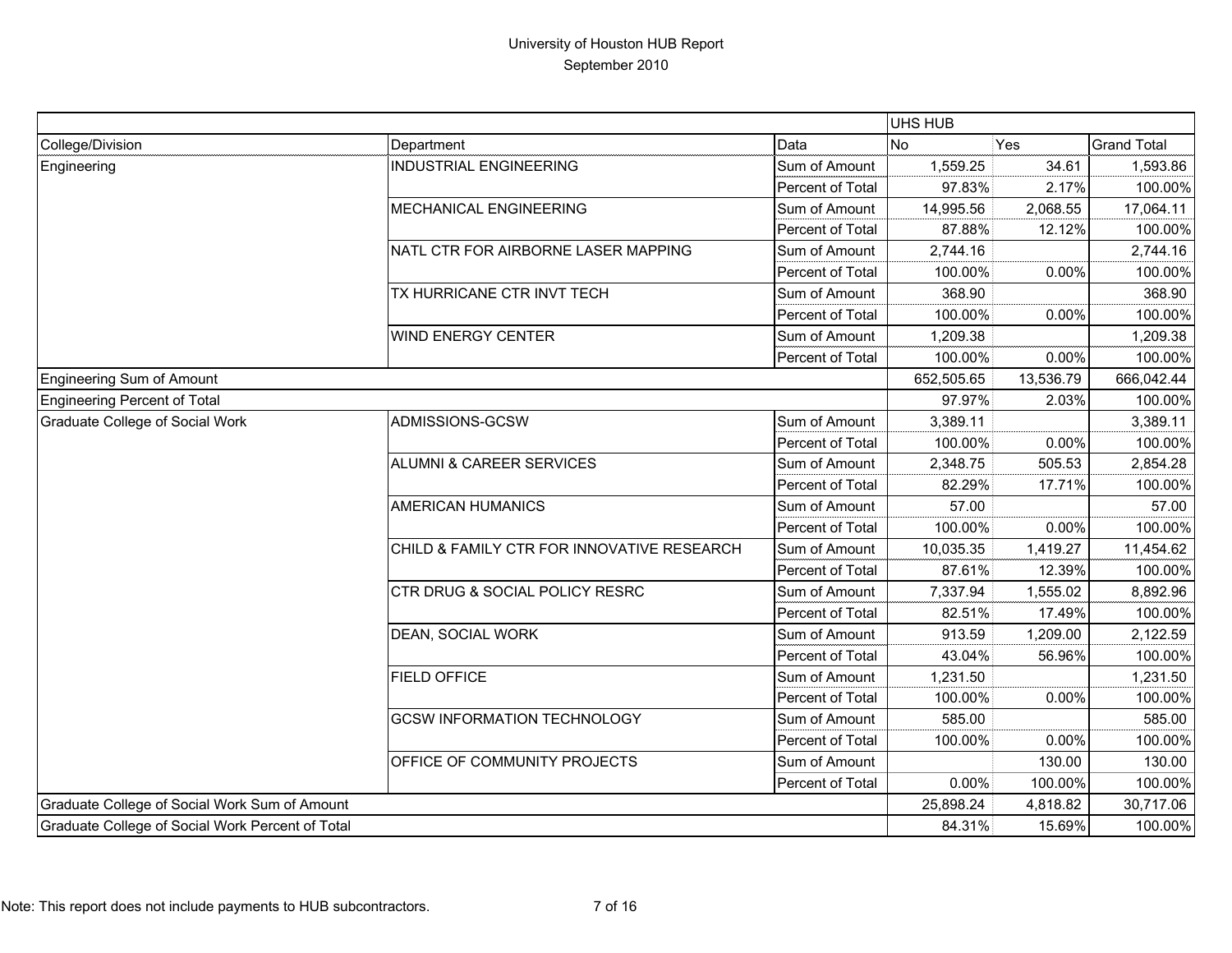# University of Houston HUB Report

## September 2010

| | | | UHS HUB | | |
|---|---|---|---|---|---|
| College/Division | Department | Data | No | Yes | Grand Total |
| Engineering | INDUSTRIAL ENGINEERING | Sum of Amount | 1,559.25 | 34.61 | 1,593.86 |
| | | Percent of Total | 97.83% | 2.17% | 100.00% |
| | MECHANICAL ENGINEERING | Sum of Amount | 14,995.56 | 2,068.55 | 17,064.11 |
| | | Percent of Total | 87.88% | 12.12% | 100.00% |
| | NATL CTR FOR AIRBORNE LASER MAPPING | Sum of Amount | 2,744.16 | | 2,744.16 |
| | | Percent of Total | 100.00% | 0.00% | 100.00% |
| | TX HURRICANE CTR INVT TECH | Sum of Amount | 368.90 | | 368.90 |
| | | Percent of Total | 100.00% | 0.00% | 100.00% |
| | WIND ENERGY CENTER | Sum of Amount | 1,209.38 | | 1,209.38 |
| | | Percent of Total | 100.00% | 0.00% | 100.00% |
| Engineering Sum of Amount | | | 652,505.65 | 13,536.79 | 666,042.44 |
| Engineering Percent of Total | | | 97.97% | 2.03% | 100.00% |
| Graduate College of Social Work | ADMISSIONS-GCSW | Sum of Amount | 3,389.11 | | 3,389.11 |
| | | Percent of Total | 100.00% | 0.00% | 100.00% |
| | ALUMNI & CAREER SERVICES | Sum of Amount | 2,348.75 | 505.53 | 2,854.28 |
| | | Percent of Total | 82.29% | 17.71% | 100.00% |
| | AMERICAN HUMANICS | Sum of Amount | 57.00 | | 57.00 |
| | | Percent of Total | 100.00% | 0.00% | 100.00% |
| | CHILD & FAMILY CTR FOR INNOVATIVE RESEARCH | Sum of Amount | 10,035.35 | 1,419.27 | 11,454.62 |
| | | Percent of Total | 87.61% | 12.39% | 100.00% |
| | CTR DRUG & SOCIAL POLICY RESRC | Sum of Amount | 7,337.94 | 1,555.02 | 8,892.96 |
| | | Percent of Total | 82.51% | 17.49% | 100.00% |
| | DEAN, SOCIAL WORK | Sum of Amount | 913.59 | 1,209.00 | 2,122.59 |
| | | Percent of Total | 43.04% | 56.96% | 100.00% |
| | FIELD OFFICE | Sum of Amount | 1,231.50 | | 1,231.50 |
| | | Percent of Total | 100.00% | 0.00% | 100.00% |
| | GCSW INFORMATION TECHNOLOGY | Sum of Amount | 585.00 | | 585.00 |
| | | Percent of Total | 100.00% | 0.00% | 100.00% |
| | OFFICE OF COMMUNITY PROJECTS | Sum of Amount | | 130.00 | 130.00 |
| | | Percent of Total | 0.00% | 100.00% | 100.00% |
| Graduate College of Social Work Sum of Amount | | | 25,898.24 | 4,818.82 | 30,717.06 |
| Graduate College of Social Work Percent of Total | | | 84.31% | 15.69% | 100.00% |

Note: This report does not include payments to HUB subcontractors.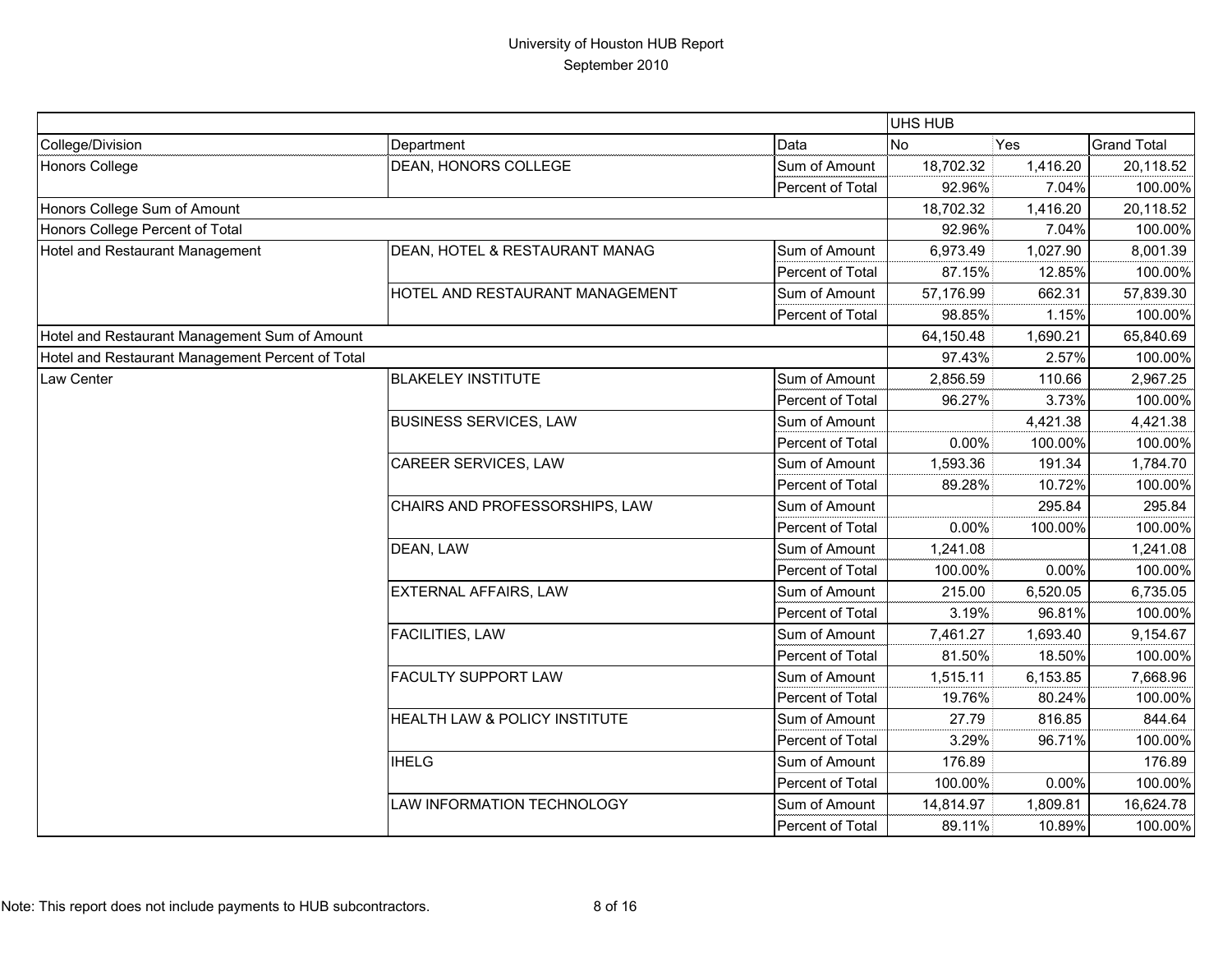# University of Houston HUB Report
## September 2010

| | | | UHS HUB | | |
|---|---|---|---|---|---|
| College/Division | Department | Data | No | Yes | Grand Total |
| Honors College | DEAN, HONORS COLLEGE | Sum of Amount | 18,702.32 | 1,416.20 | 20,118.52 |
| | | Percent of Total | 92.96% | 7.04% | 100.00% |
| Honors College Sum of Amount | | | 18,702.32 | 1,416.20 | 20,118.52 |
| Honors College Percent of Total | | | 92.96% | 7.04% | 100.00% |
| Hotel and Restaurant Management | DEAN, HOTEL & RESTAURANT MANAG | Sum of Amount | 6,973.49 | 1,027.90 | 8,001.39 |
| | | Percent of Total | 87.15% | 12.85% | 100.00% |
| | HOTEL AND RESTAURANT MANAGEMENT | Sum of Amount | 57,176.99 | 662.31 | 57,839.30 |
| | | Percent of Total | 98.85% | 1.15% | 100.00% |
| Hotel and Restaurant Management Sum of Amount | | | 64,150.48 | 1,690.21 | 65,840.69 |
| Hotel and Restaurant Management Percent of Total | | | 97.43% | 2.57% | 100.00% |
| Law Center | BLAKELEY INSTITUTE | Sum of Amount | 2,856.59 | 110.66 | 2,967.25 |
| | | Percent of Total | 96.27% | 3.73% | 100.00% |
| | BUSINESS SERVICES, LAW | Sum of Amount | | 4,421.38 | 4,421.38 |
| | | Percent of Total | 0.00% | 100.00% | 100.00% |
| | CAREER SERVICES, LAW | Sum of Amount | 1,593.36 | 191.34 | 1,784.70 |
| | | Percent of Total | 89.28% | 10.72% | 100.00% |
| | CHAIRS AND PROFESSORSHIPS, LAW | Sum of Amount | | 295.84 | 295.84 |
| | | Percent of Total | 0.00% | 100.00% | 100.00% |
| | DEAN, LAW | Sum of Amount | 1,241.08 | | 1,241.08 |
| | | Percent of Total | 100.00% | 0.00% | 100.00% |
| | EXTERNAL AFFAIRS, LAW | Sum of Amount | 215.00 | 6,520.05 | 6,735.05 |
| | | Percent of Total | 3.19% | 96.81% | 100.00% |
| | FACILITIES, LAW | Sum of Amount | 7,461.27 | 1,693.40 | 9,154.67 |
| | | Percent of Total | 81.50% | 18.50% | 100.00% |
| | FACULTY SUPPORT LAW | Sum of Amount | 1,515.11 | 6,153.85 | 7,668.96 |
| | | Percent of Total | 19.76% | 80.24% | 100.00% |
| | HEALTH LAW & POLICY INSTITUTE | Sum of Amount | 27.79 | 816.85 | 844.64 |
| | | Percent of Total | 3.29% | 96.71% | 100.00% |
| | IHELG | Sum of Amount | 176.89 | | 176.89 |
| | | Percent of Total | 100.00% | 0.00% | 100.00% |
| | LAW INFORMATION TECHNOLOGY | Sum of Amount | 14,814.97 | 1,809.81 | 16,624.78 |
| | | Percent of Total | 89.11% | 10.89% | 100.00% |

Note: This report does not include payments to HUB subcontractors.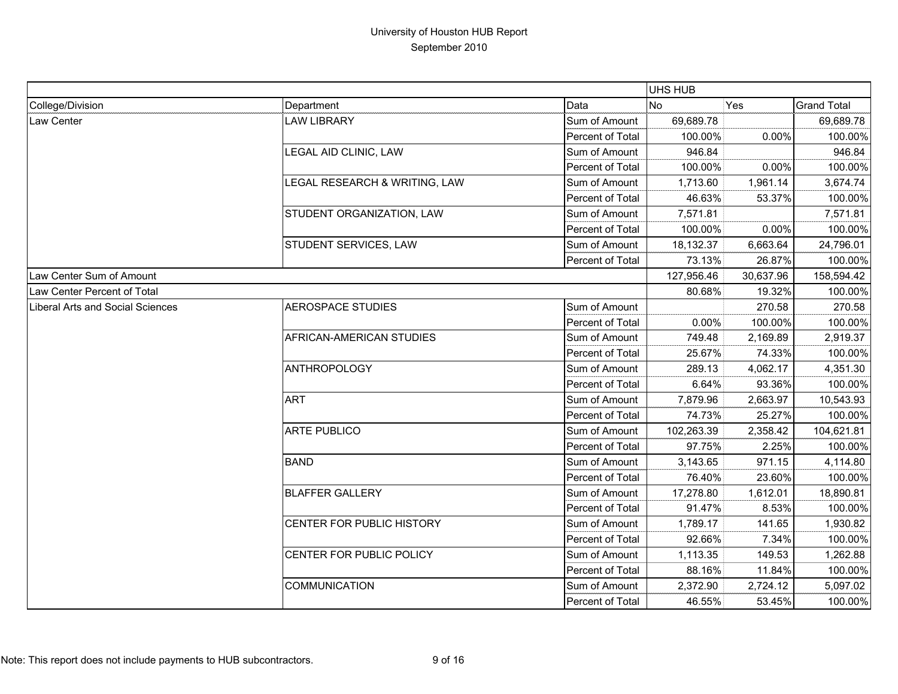# University of Houston HUB Report

September 2010

| | | | UHS HUB | | |
|---|---|---|---|---|---|
| College/Division | Department | Data | No | Yes | Grand Total |
| Law Center | LAW LIBRARY | Sum of Amount | 69,689.78 | | 69,689.78 |
| | | Percent of Total | 100.00% | 0.00% | 100.00% |
| | LEGAL AID CLINIC, LAW | Sum of Amount | 946.84 | | 946.84 |
| | | Percent of Total | 100.00% | 0.00% | 100.00% |
| | LEGAL RESEARCH & WRITING, LAW | Sum of Amount | 1,713.60 | 1,961.14 | 3,674.74 |
| | | Percent of Total | 46.63% | 53.37% | 100.00% |
| | STUDENT ORGANIZATION, LAW | Sum of Amount | 7,571.81 | | 7,571.81 |
| | | Percent of Total | 100.00% | 0.00% | 100.00% |
| | STUDENT SERVICES, LAW | Sum of Amount | 18,132.37 | 6,663.64 | 24,796.01 |
| | | Percent of Total | 73.13% | 26.87% | 100.00% |
| Law Center Sum of Amount | | | 127,956.46 | 30,637.96 | 158,594.42 |
| Law Center Percent of Total | | | 80.68% | 19.32% | 100.00% |
| Liberal Arts and Social Sciences | AEROSPACE STUDIES | Sum of Amount | | 270.58 | 270.58 |
| | | Percent of Total | 0.00% | 100.00% | 100.00% |
| | AFRICAN-AMERICAN STUDIES | Sum of Amount | 749.48 | 2,169.89 | 2,919.37 |
| | | Percent of Total | 25.67% | 74.33% | 100.00% |
| | ANTHROPOLOGY | Sum of Amount | 289.13 | 4,062.17 | 4,351.30 |
| | | Percent of Total | 6.64% | 93.36% | 100.00% |
| | ART | Sum of Amount | 7,879.96 | 2,663.97 | 10,543.93 |
| | | Percent of Total | 74.73% | 25.27% | 100.00% |
| | ARTE PUBLICO | Sum of Amount | 102,263.39 | 2,358.42 | 104,621.81 |
| | | Percent of Total | 97.75% | 2.25% | 100.00% |
| | BAND | Sum of Amount | 3,143.65 | 971.15 | 4,114.80 |
| | | Percent of Total | 76.40% | 23.60% | 100.00% |
| | BLAFFER GALLERY | Sum of Amount | 17,278.80 | 1,612.01 | 18,890.81 |
| | | Percent of Total | 91.47% | 8.53% | 100.00% |
| | CENTER FOR PUBLIC HISTORY | Sum of Amount | 1,789.17 | 141.65 | 1,930.82 |
| | | Percent of Total | 92.66% | 7.34% | 100.00% |
| | CENTER FOR PUBLIC POLICY | Sum of Amount | 1,113.35 | 149.53 | 1,262.88 |
| | | Percent of Total | 88.16% | 11.84% | 100.00% |
| | COMMUNICATION | Sum of Amount | 2,372.90 | 2,724.12 | 5,097.02 |
| | | Percent of Total | 46.55% | 53.45% | 100.00% |

Note: This report does not include payments to HUB subcontractors.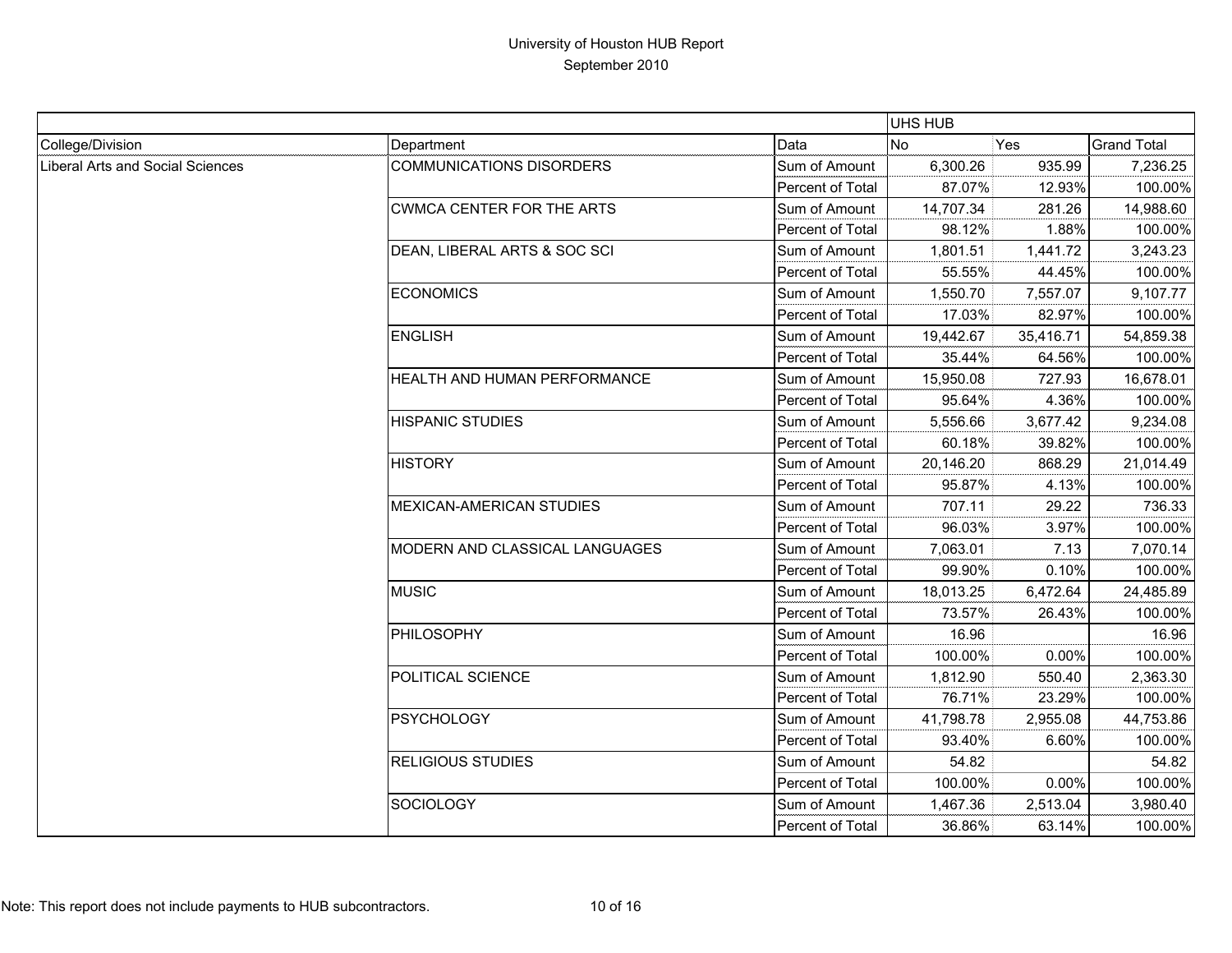# University of Houston HUB Report

September 2010

| | | | UHS HUB | | |
|---|---|---|---|---|---|
| College/Division | Department | Data | No | Yes | Grand Total |
| Liberal Arts and Social Sciences | COMMUNICATIONS DISORDERS | Sum of Amount | 6,300.26 | 935.99 | 7,236.25 |
| | | Percent of Total | 87.07% | 12.93% | 100.00% |
| | CWMCA CENTER FOR THE ARTS | Sum of Amount | 14,707.34 | 281.26 | 14,988.60 |
| | | Percent of Total | 98.12% | 1.88% | 100.00% |
| | DEAN, LIBERAL ARTS & SOC SCI | Sum of Amount | 1,801.51 | 1,441.72 | 3,243.23 |
| | | Percent of Total | 55.55% | 44.45% | 100.00% |
| | ECONOMICS | Sum of Amount | 1,550.70 | 7,557.07 | 9,107.77 |
| | | Percent of Total | 17.03% | 82.97% | 100.00% |
| | ENGLISH | Sum of Amount | 19,442.67 | 35,416.71 | 54,859.38 |
| | | Percent of Total | 35.44% | 64.56% | 100.00% |
| | HEALTH AND HUMAN PERFORMANCE | Sum of Amount | 15,950.08 | 727.93 | 16,678.01 |
| | | Percent of Total | 95.64% | 4.36% | 100.00% |
| | HISPANIC STUDIES | Sum of Amount | 5,556.66 | 3,677.42 | 9,234.08 |
| | | Percent of Total | 60.18% | 39.82% | 100.00% |
| | HISTORY | Sum of Amount | 20,146.20 | 868.29 | 21,014.49 |
| | | Percent of Total | 95.87% | 4.13% | 100.00% |
| | MEXICAN-AMERICAN STUDIES | Sum of Amount | 707.11 | 29.22 | 736.33 |
| | | Percent of Total | 96.03% | 3.97% | 100.00% |
| | MODERN AND CLASSICAL LANGUAGES | Sum of Amount | 7,063.01 | 7.13 | 7,070.14 |
| | | Percent of Total | 99.90% | 0.10% | 100.00% |
| | MUSIC | Sum of Amount | 18,013.25 | 6,472.64 | 24,485.89 |
| | | Percent of Total | 73.57% | 26.43% | 100.00% |
| | PHILOSOPHY | Sum of Amount | 16.96 | | 16.96 |
| | | Percent of Total | 100.00% | 0.00% | 100.00% |
| | POLITICAL SCIENCE | Sum of Amount | 1,812.90 | 550.40 | 2,363.30 |
| | | Percent of Total | 76.71% | 23.29% | 100.00% |
| | PSYCHOLOGY | Sum of Amount | 41,798.78 | 2,955.08 | 44,753.86 |
| | | Percent of Total | 93.40% | 6.60% | 100.00% |
| | RELIGIOUS STUDIES | Sum of Amount | 54.82 | | 54.82 |
| | | Percent of Total | 100.00% | 0.00% | 100.00% |
| | SOCIOLOGY | Sum of Amount | 1,467.36 | 2,513.04 | 3,980.40 |
| | | Percent of Total | 36.86% | 63.14% | 100.00% |

Note: This report does not include payments to HUB subcontractors.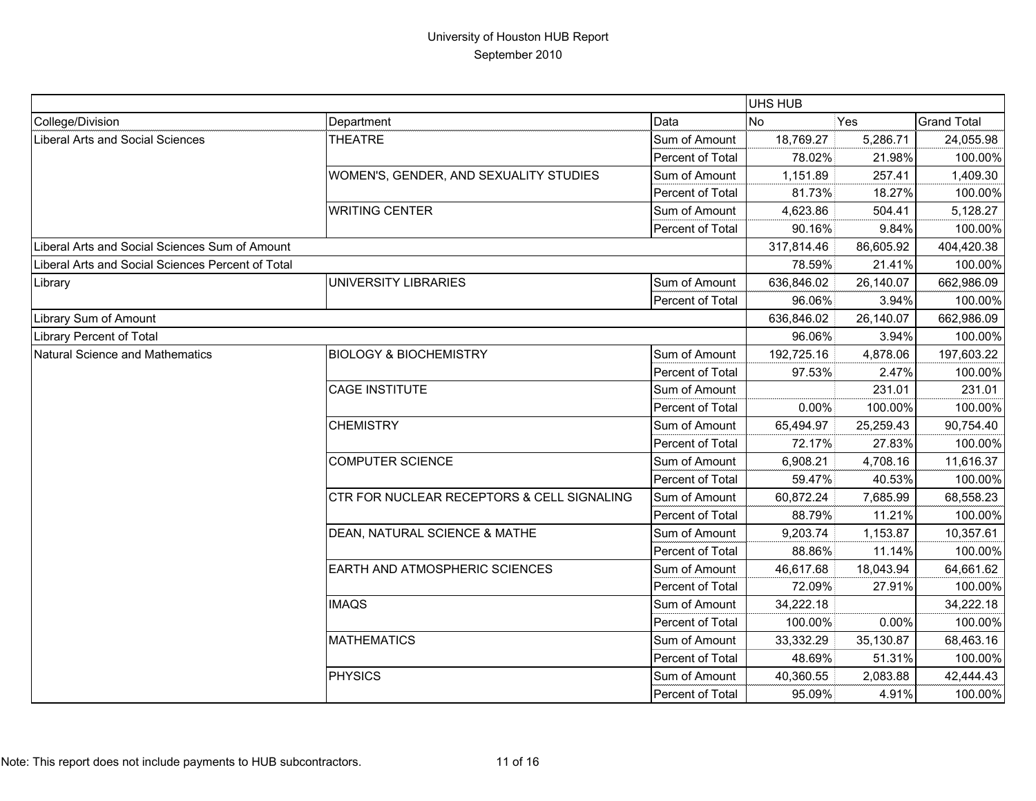# University of Houston HUB Report

September 2010

| | | | UHS HUB | | |
|---|---|---|---|---|---|
| College/Division | Department | Data | No | Yes | Grand Total |
| Liberal Arts and Social Sciences | THEATRE | Sum of Amount | 18,769.27 | 5,286.71 | 24,055.98 |
| | | Percent of Total | 78.02% | 21.98% | 100.00% |
| | WOMEN'S, GENDER, AND SEXUALITY STUDIES | Sum of Amount | 1,151.89 | 257.41 | 1,409.30 |
| | | Percent of Total | 81.73% | 18.27% | 100.00% |
| | WRITING CENTER | Sum of Amount | 4,623.86 | 504.41 | 5,128.27 |
| | | Percent of Total | 90.16% | 9.84% | 100.00% |
| Liberal Arts and Social Sciences Sum of Amount | | | 317,814.46 | 86,605.92 | 404,420.38 |
| Liberal Arts and Social Sciences Percent of Total | | | 78.59% | 21.41% | 100.00% |
| Library | UNIVERSITY LIBRARIES | Sum of Amount | 636,846.02 | 26,140.07 | 662,986.09 |
| | | Percent of Total | 96.06% | 3.94% | 100.00% |
| Library Sum of Amount | | | 636,846.02 | 26,140.07 | 662,986.09 |
| Library Percent of Total | | | 96.06% | 3.94% | 100.00% |
| Natural Science and Mathematics | BIOLOGY & BIOCHEMISTRY | Sum of Amount | 192,725.16 | 4,878.06 | 197,603.22 |
| | | Percent of Total | 97.53% | 2.47% | 100.00% |
| | CAGE INSTITUTE | Sum of Amount | | 231.01 | 231.01 |
| | | Percent of Total | 0.00% | 100.00% | 100.00% |
| | CHEMISTRY | Sum of Amount | 65,494.97 | 25,259.43 | 90,754.40 |
| | | Percent of Total | 72.17% | 27.83% | 100.00% |
| | COMPUTER SCIENCE | Sum of Amount | 6,908.21 | 4,708.16 | 11,616.37 |
| | | Percent of Total | 59.47% | 40.53% | 100.00% |
| | CTR FOR NUCLEAR RECEPTORS & CELL SIGNALING | Sum of Amount | 60,872.24 | 7,685.99 | 68,558.23 |
| | | Percent of Total | 88.79% | 11.21% | 100.00% |
| | DEAN, NATURAL SCIENCE & MATHE | Sum of Amount | 9,203.74 | 1,153.87 | 10,357.61 |
| | | Percent of Total | 88.86% | 11.14% | 100.00% |
| | EARTH AND ATMOSPHERIC SCIENCES | Sum of Amount | 46,617.68 | 18,043.94 | 64,661.62 |
| | | Percent of Total | 72.09% | 27.91% | 100.00% |
| | IMAQS | Sum of Amount | 34,222.18 | | 34,222.18 |
| | | Percent of Total | 100.00% | 0.00% | 100.00% |
| | MATHEMATICS | Sum of Amount | 33,332.29 | 35,130.87 | 68,463.16 |
| | | Percent of Total | 48.69% | 51.31% | 100.00% |
| | PHYSICS | Sum of Amount | 40,360.55 | 2,083.88 | 42,444.43 |
| | | Percent of Total | 95.09% | 4.91% | 100.00% |

Note: This report does not include payments to HUB subcontractors.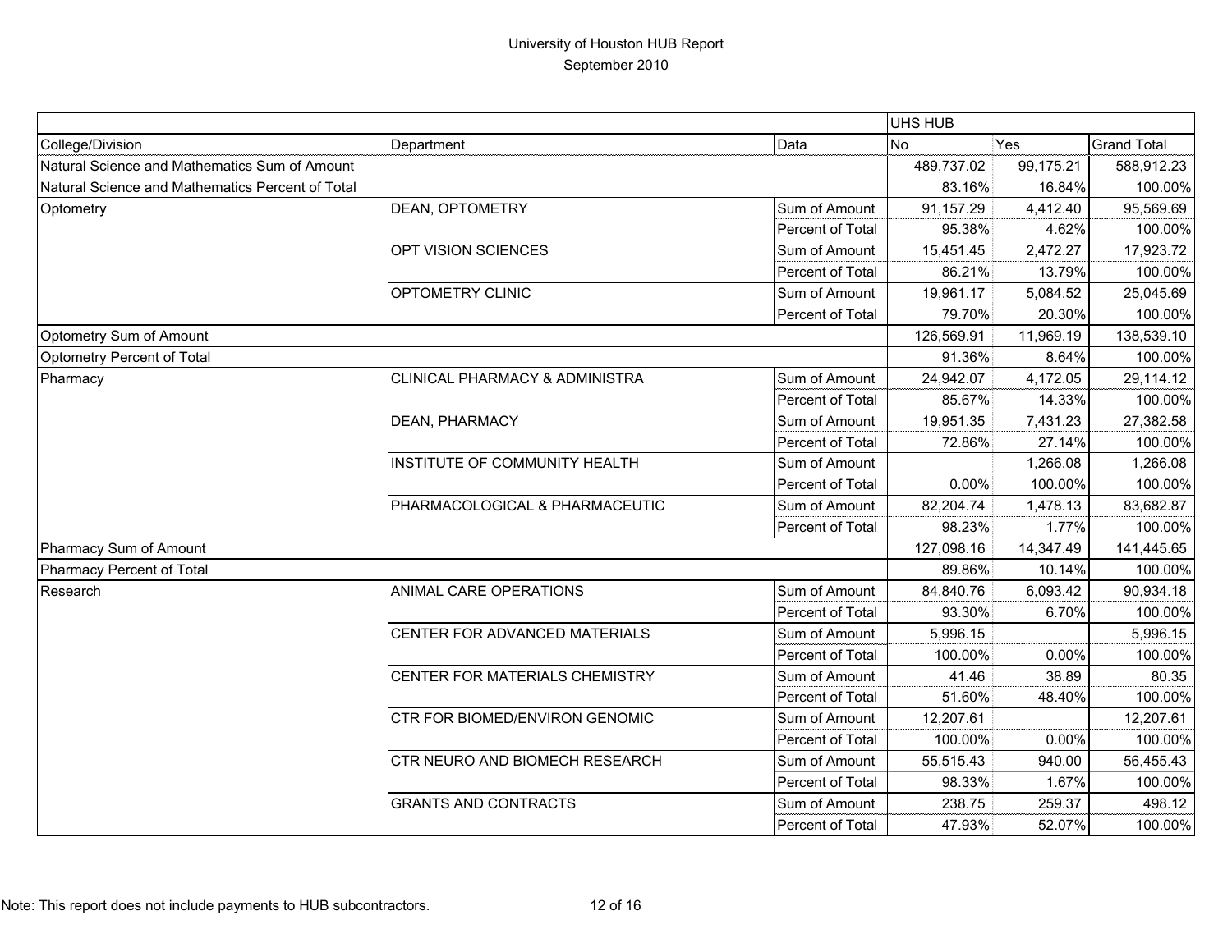# University of Houston HUB Report

September 2010

| | | | UHS HUB | | |
|---|---|---|---|---|---|
| College/Division | Department | Data | No | Yes | Grand Total |
| Natural Science and Mathematics Sum of Amount | | | 489,737.02 | 99,175.21 | 588,912.23 |
| Natural Science and Mathematics Percent of Total | | | 83.16% | 16.84% | 100.00% |
| Optometry | DEAN, OPTOMETRY | Sum of Amount | 91,157.29 | 4,412.40 | 95,569.69 |
| | | Percent of Total | 95.38% | 4.62% | 100.00% |
| | OPT VISION SCIENCES | Sum of Amount | 15,451.45 | 2,472.27 | 17,923.72 |
| | | Percent of Total | 86.21% | 13.79% | 100.00% |
| | OPTOMETRY CLINIC | Sum of Amount | 19,961.17 | 5,084.52 | 25,045.69 |
| | | Percent of Total | 79.70% | 20.30% | 100.00% |
| Optometry Sum of Amount | | | 126,569.91 | 11,969.19 | 138,539.10 |
| Optometry Percent of Total | | | 91.36% | 8.64% | 100.00% |
| Pharmacy | CLINICAL PHARMACY & ADMINISTRA | Sum of Amount | 24,942.07 | 4,172.05 | 29,114.12 |
| | | Percent of Total | 85.67% | 14.33% | 100.00% |
| | DEAN, PHARMACY | Sum of Amount | 19,951.35 | 7,431.23 | 27,382.58 |
| | | Percent of Total | 72.86% | 27.14% | 100.00% |
| | INSTITUTE OF COMMUNITY HEALTH | Sum of Amount | | 1,266.08 | 1,266.08 |
| | | Percent of Total | 0.00% | 100.00% | 100.00% |
| | PHARMACOLOGICAL & PHARMACEUTIC | Sum of Amount | 82,204.74 | 1,478.13 | 83,682.87 |
| | | Percent of Total | 98.23% | 1.77% | 100.00% |
| Pharmacy Sum of Amount | | | 127,098.16 | 14,347.49 | 141,445.65 |
| Pharmacy Percent of Total | | | 89.86% | 10.14% | 100.00% |
| Research | ANIMAL CARE OPERATIONS | Sum of Amount | 84,840.76 | 6,093.42 | 90,934.18 |
| | | Percent of Total | 93.30% | 6.70% | 100.00% |
| | CENTER FOR ADVANCED MATERIALS | Sum of Amount | 5,996.15 | | 5,996.15 |
| | | Percent of Total | 100.00% | 0.00% | 100.00% |
| | CENTER FOR MATERIALS CHEMISTRY | Sum of Amount | 41.46 | 38.89 | 80.35 |
| | | Percent of Total | 51.60% | 48.40% | 100.00% |
| | CTR FOR BIOMED/ENVIRON GENOMIC | Sum of Amount | 12,207.61 | | 12,207.61 |
| | | Percent of Total | 100.00% | 0.00% | 100.00% |
| | CTR NEURO AND BIOMECH RESEARCH | Sum of Amount | 55,515.43 | 940.00 | 56,455.43 |
| | | Percent of Total | 98.33% | 1.67% | 100.00% |
| | GRANTS AND CONTRACTS | Sum of Amount | 238.75 | 259.37 | 498.12 |
| | | Percent of Total | 47.93% | 52.07% | 100.00% |

Note: This report does not include payments to HUB subcontractors.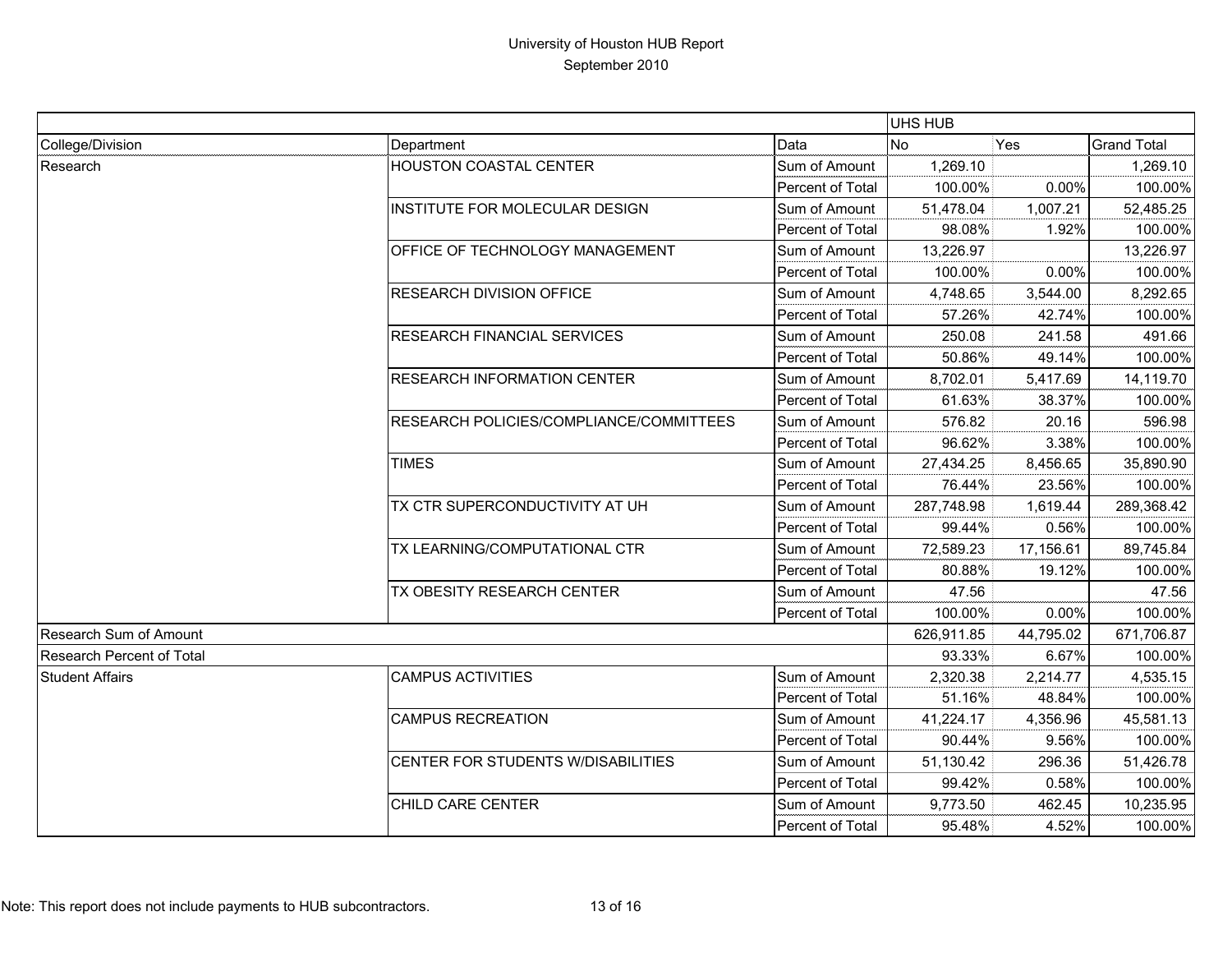# University of Houston HUB Report
## September 2010

| | | | UHS HUB | | |
|---|---|---|---|---|---|
| College/Division | Department | Data | No | Yes | Grand Total |
| Research | HOUSTON COASTAL CENTER | Sum of Amount | 1,269.10 | | 1,269.10 |
| | | Percent of Total | 100.00% | 0.00% | 100.00% |
| | INSTITUTE FOR MOLECULAR DESIGN | Sum of Amount | 51,478.04 | 1,007.21 | 52,485.25 |
| | | Percent of Total | 98.08% | 1.92% | 100.00% |
| | OFFICE OF TECHNOLOGY MANAGEMENT | Sum of Amount | 13,226.97 | | 13,226.97 |
| | | Percent of Total | 100.00% | 0.00% | 100.00% |
| | RESEARCH DIVISION OFFICE | Sum of Amount | 4,748.65 | 3,544.00 | 8,292.65 |
| | | Percent of Total | 57.26% | 42.74% | 100.00% |
| | RESEARCH FINANCIAL SERVICES | Sum of Amount | 250.08 | 241.58 | 491.66 |
| | | Percent of Total | 50.86% | 49.14% | 100.00% |
| | RESEARCH INFORMATION CENTER | Sum of Amount | 8,702.01 | 5,417.69 | 14,119.70 |
| | | Percent of Total | 61.63% | 38.37% | 100.00% |
| | RESEARCH POLICIES/COMPLIANCE/COMMITTEES | Sum of Amount | 576.82 | 20.16 | 596.98 |
| | | Percent of Total | 96.62% | 3.38% | 100.00% |
| | TIMES | Sum of Amount | 27,434.25 | 8,456.65 | 35,890.90 |
| | | Percent of Total | 76.44% | 23.56% | 100.00% |
| | TX CTR SUPERCONDUCTIVITY AT UH | Sum of Amount | 287,748.98 | 1,619.44 | 289,368.42 |
| | | Percent of Total | 99.44% | 0.56% | 100.00% |
| | TX LEARNING/COMPUTATIONAL CTR | Sum of Amount | 72,589.23 | 17,156.61 | 89,745.84 |
| | | Percent of Total | 80.88% | 19.12% | 100.00% |
| | TX OBESITY RESEARCH CENTER | Sum of Amount | 47.56 | | 47.56 |
| | | Percent of Total | 100.00% | 0.00% | 100.00% |
| Research Sum of Amount | | | 626,911.85 | 44,795.02 | 671,706.87 |
| Research Percent of Total | | | 93.33% | 6.67% | 100.00% |
| Student Affairs | CAMPUS ACTIVITIES | Sum of Amount | 2,320.38 | 2,214.77 | 4,535.15 |
| | | Percent of Total | 51.16% | 48.84% | 100.00% |
| | CAMPUS RECREATION | Sum of Amount | 41,224.17 | 4,356.96 | 45,581.13 |
| | | Percent of Total | 90.44% | 9.56% | 100.00% |
| | CENTER FOR STUDENTS W/DISABILITIES | Sum of Amount | 51,130.42 | 296.36 | 51,426.78 |
| | | Percent of Total | 99.42% | 0.58% | 100.00% |
| | CHILD CARE CENTER | Sum of Amount | 9,773.50 | 462.45 | 10,235.95 |
| | | Percent of Total | 95.48% | 4.52% | 100.00% |

Note: This report does not include payments to HUB subcontractors.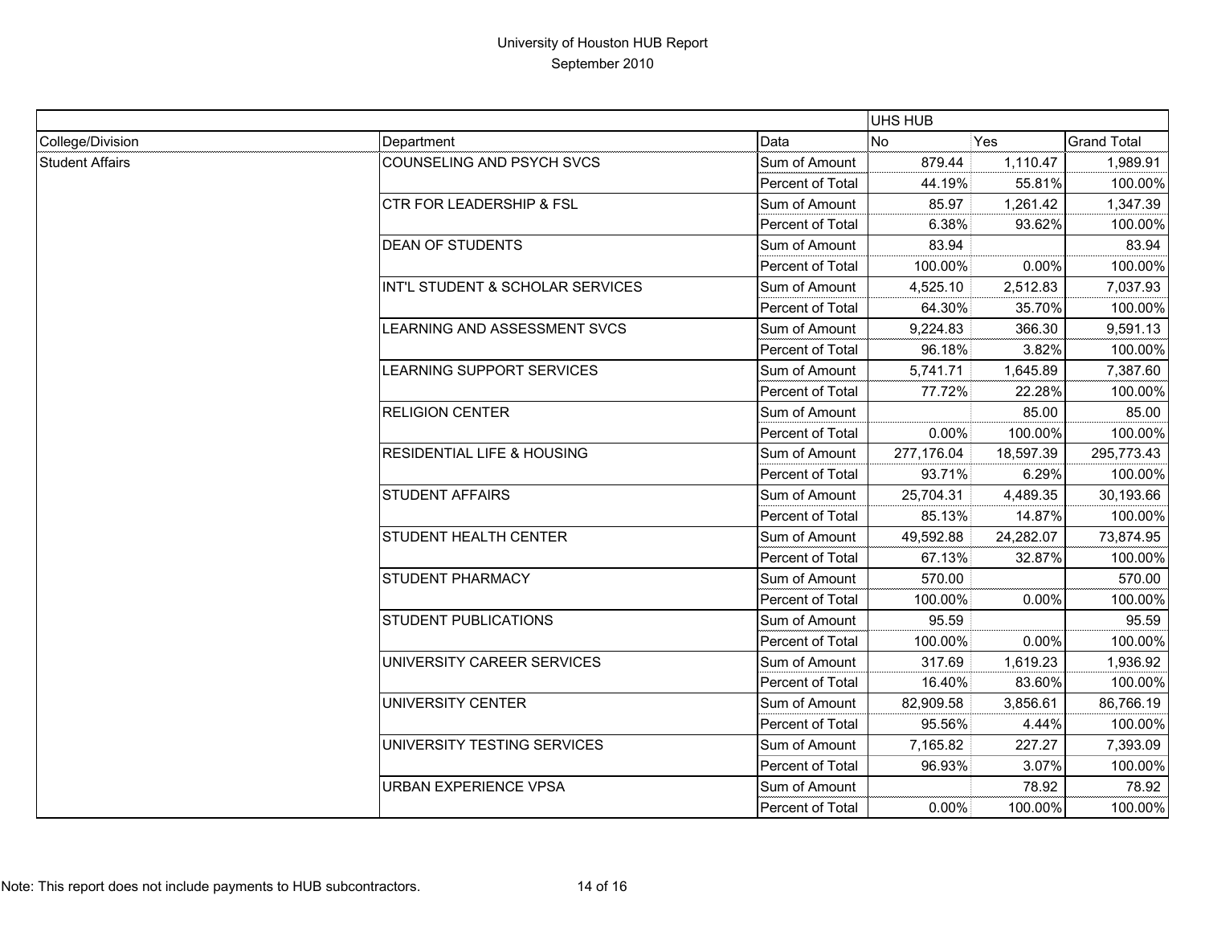# University of Houston HUB Report
## September 2010

| | | | UHS HUB | | |
|---|---|---|---|---|---|
| College/Division | Department | Data | No | Yes | Grand Total |
| Student Affairs | COUNSELING AND PSYCH SVCS | Sum of Amount | 879.44 | 1,110.47 | 1,989.91 |
| | | Percent of Total | 44.19% | 55.81% | 100.00% |
| | CTR FOR LEADERSHIP & FSL | Sum of Amount | 85.97 | 1,261.42 | 1,347.39 |
| | | Percent of Total | 6.38% | 93.62% | 100.00% |
| | DEAN OF STUDENTS | Sum of Amount | 83.94 | | 83.94 |
| | | Percent of Total | 100.00% | 0.00% | 100.00% |
| | INT'L STUDENT & SCHOLAR SERVICES | Sum of Amount | 4,525.10 | 2,512.83 | 7,037.93 |
| | | Percent of Total | 64.30% | 35.70% | 100.00% |
| | LEARNING AND ASSESSMENT SVCS | Sum of Amount | 9,224.83 | 366.30 | 9,591.13 |
| | | Percent of Total | 96.18% | 3.82% | 100.00% |
| | LEARNING SUPPORT SERVICES | Sum of Amount | 5,741.71 | 1,645.89 | 7,387.60 |
| | | Percent of Total | 77.72% | 22.28% | 100.00% |
| | RELIGION CENTER | Sum of Amount | | 85.00 | 85.00 |
| | | Percent of Total | 0.00% | 100.00% | 100.00% |
| | RESIDENTIAL LIFE & HOUSING | Sum of Amount | 277,176.04 | 18,597.39 | 295,773.43 |
| | | Percent of Total | 93.71% | 6.29% | 100.00% |
| | STUDENT AFFAIRS | Sum of Amount | 25,704.31 | 4,489.35 | 30,193.66 |
| | | Percent of Total | 85.13% | 14.87% | 100.00% |
| | STUDENT HEALTH CENTER | Sum of Amount | 49,592.88 | 24,282.07 | 73,874.95 |
| | | Percent of Total | 67.13% | 32.87% | 100.00% |
| | STUDENT PHARMACY | Sum of Amount | 570.00 | | 570.00 |
| | | Percent of Total | 100.00% | 0.00% | 100.00% |
| | STUDENT PUBLICATIONS | Sum of Amount | 95.59 | | 95.59 |
| | | Percent of Total | 100.00% | 0.00% | 100.00% |
| | UNIVERSITY CAREER SERVICES | Sum of Amount | 317.69 | 1,619.23 | 1,936.92 |
| | | Percent of Total | 16.40% | 83.60% | 100.00% |
| | UNIVERSITY CENTER | Sum of Amount | 82,909.58 | 3,856.61 | 86,766.19 |
| | | Percent of Total | 95.56% | 4.44% | 100.00% |
| | UNIVERSITY TESTING SERVICES | Sum of Amount | 7,165.82 | 227.27 | 7,393.09 |
| | | Percent of Total | 96.93% | 3.07% | 100.00% |
| | URBAN EXPERIENCE VPSA | Sum of Amount | | 78.92 | 78.92 |
| | | Percent of Total | 0.00% | 100.00% | 100.00% |

Note: This report does not include payments to HUB subcontractors.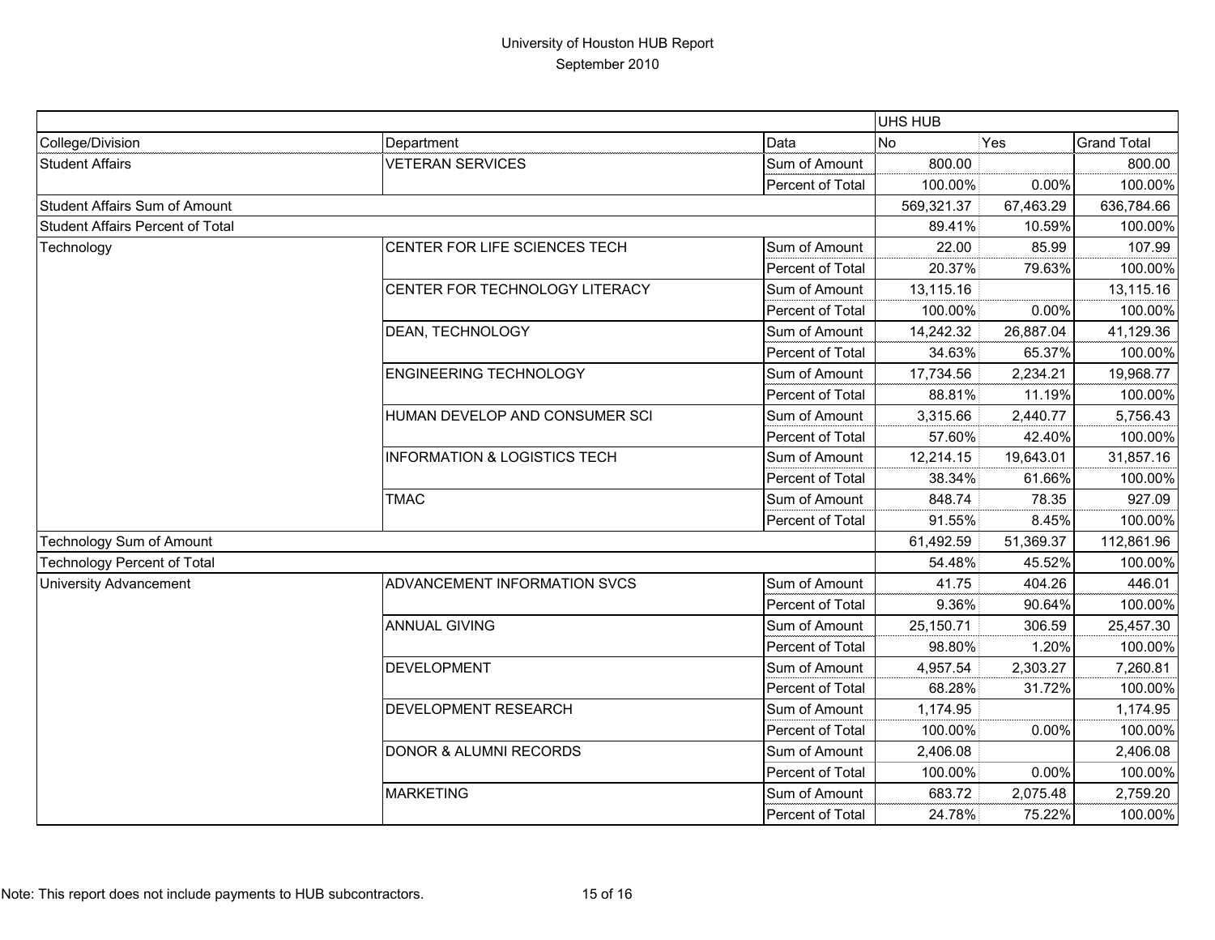# University of Houston HUB Report
## September 2010

| | | | UHS HUB | | |
|---|---|---|---|---|---|
| College/Division | Department | Data | No | Yes | Grand Total |
| Student Affairs | VETERAN SERVICES | Sum of Amount | 800.00 | | 800.00 |
| | | Percent of Total | 100.00% | 0.00% | 100.00% |
| Student Affairs Sum of Amount | | | 569,321.37 | 67,463.29 | 636,784.66 |
| Student Affairs Percent of Total | | | 89.41% | 10.59% | 100.00% |
| Technology | CENTER FOR LIFE SCIENCES TECH | Sum of Amount | 22.00 | 85.99 | 107.99 |
| | | Percent of Total | 20.37% | 79.63% | 100.00% |
| | CENTER FOR TECHNOLOGY LITERACY | Sum of Amount | 13,115.16 | | 13,115.16 |
| | | Percent of Total | 100.00% | 0.00% | 100.00% |
| | DEAN, TECHNOLOGY | Sum of Amount | 14,242.32 | 26,887.04 | 41,129.36 |
| | | Percent of Total | 34.63% | 65.37% | 100.00% |
| | ENGINEERING TECHNOLOGY | Sum of Amount | 17,734.56 | 2,234.21 | 19,968.77 |
| | | Percent of Total | 88.81% | 11.19% | 100.00% |
| | HUMAN DEVELOP AND CONSUMER SCI | Sum of Amount | 3,315.66 | 2,440.77 | 5,756.43 |
| | | Percent of Total | 57.60% | 42.40% | 100.00% |
| | INFORMATION & LOGISTICS TECH | Sum of Amount | 12,214.15 | 19,643.01 | 31,857.16 |
| | | Percent of Total | 38.34% | 61.66% | 100.00% |
| | TMAC | Sum of Amount | 848.74 | 78.35 | 927.09 |
| | | Percent of Total | 91.55% | 8.45% | 100.00% |
| Technology Sum of Amount | | | 61,492.59 | 51,369.37 | 112,861.96 |
| Technology Percent of Total | | | 54.48% | 45.52% | 100.00% |
| University Advancement | ADVANCEMENT INFORMATION SVCS | Sum of Amount | 41.75 | 404.26 | 446.01 |
| | | Percent of Total | 9.36% | 90.64% | 100.00% |
| | ANNUAL GIVING | Sum of Amount | 25,150.71 | 306.59 | 25,457.30 |
| | | Percent of Total | 98.80% | 1.20% | 100.00% |
| | DEVELOPMENT | Sum of Amount | 4,957.54 | 2,303.27 | 7,260.81 |
| | | Percent of Total | 68.28% | 31.72% | 100.00% |
| | DEVELOPMENT RESEARCH | Sum of Amount | 1,174.95 | | 1,174.95 |
| | | Percent of Total | 100.00% | 0.00% | 100.00% |
| | DONOR & ALUMNI RECORDS | Sum of Amount | 2,406.08 | | 2,406.08 |
| | | Percent of Total | 100.00% | 0.00% | 100.00% |
| | MARKETING | Sum of Amount | 683.72 | 2,075.48 | 2,759.20 |
| | | Percent of Total | 24.78% | 75.22% | 100.00% |

Note: This report does not include payments to HUB subcontractors.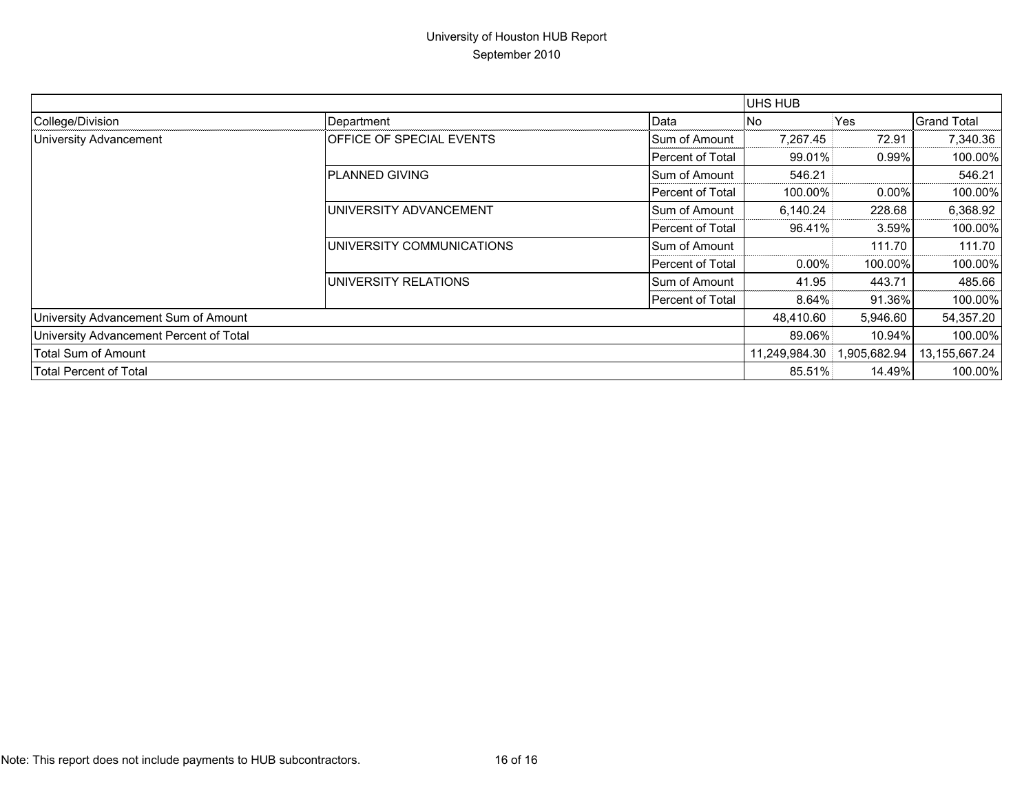University of Houston HUB Report
September 2010

| | | | UHS HUB | | |
|---|---|---|---|---|---|
| College/Division | Department | Data | No | Yes | Grand Total |
| University Advancement | OFFICE OF SPECIAL EVENTS | Sum of Amount | 7,267.45 | 72.91 | 7,340.36 |
| | | Percent of Total | 99.01% | 0.99% | 100.00% |
| | PLANNED GIVING | Sum of Amount | 546.21 | | 546.21 |
| | | Percent of Total | 100.00% | 0.00% | 100.00% |
| | UNIVERSITY ADVANCEMENT | Sum of Amount | 6,140.24 | 228.68 | 6,368.92 |
| | | Percent of Total | 96.41% | 3.59% | 100.00% |
| | UNIVERSITY COMMUNICATIONS | Sum of Amount | | 111.70 | 111.70 |
| | | Percent of Total | 0.00% | 100.00% | 100.00% |
| | UNIVERSITY RELATIONS | Sum of Amount | 41.95 | 443.71 | 485.66 |
| | | Percent of Total | 8.64% | 91.36% | 100.00% |
| University Advancement Sum of Amount | | | 48,410.60 | 5,946.60 | 54,357.20 |
| University Advancement Percent of Total | | | 89.06% | 10.94% | 100.00% |
| Total Sum of Amount | | | 11,249,984.30 | 1,905,682.94 | 13,155,667.24 |
| Total Percent of Total | | | 85.51% | 14.49% | 100.00% |

Note: This report does not include payments to HUB subcontractors.